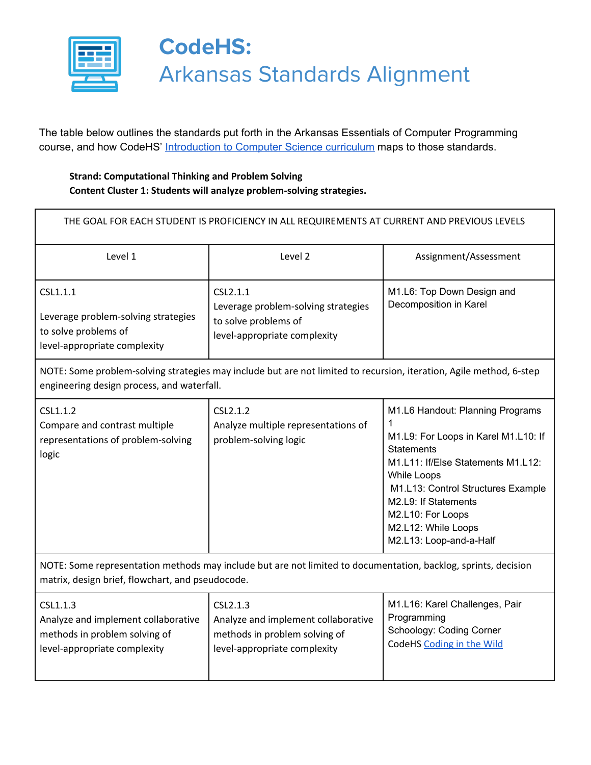# CodeHS:
## Arkansas Standards Alignment

The table below outlines the standards put forth in the Arkansas Essentials of Computer Programming course, and how CodeHS' Introduction to Computer Science curriculum maps to those standards.

**Strand: Computational Thinking and Problem Solving**
**Content Cluster 1: Students will analyze problem-solving strategies.**

| THE GOAL FOR EACH STUDENT IS PROFICIENCY IN ALL REQUIREMENTS AT CURRENT AND PREVIOUS LEVELS | | |
|---|---|---|
| Level 1 | Level 2 | Assignment/Assessment |
| CSL1.1.1<br><br>Leverage problem-solving strategies to solve problems of level-appropriate complexity | CSL2.1.1<br>Leverage problem-solving strategies to solve problems of level-appropriate complexity | M1.L6: Top Down Design and Decomposition in Karel |
| NOTE: Some problem-solving strategies may include but are not limited to recursion, iteration, Agile method, 6-step engineering design process, and waterfall. | | |
| CSL1.1.2<br>Compare and contrast multiple representations of problem-solving logic | CSL2.1.2<br>Analyze multiple representations of problem-solving logic | M1.L6 Handout: Planning Programs 1<br>M1.L9: For Loops in Karel M1.L10: If Statements<br>M1.L11: If/Else Statements M1.L12: While Loops<br>M1.L13: Control Structures Example<br>M2.L9: If Statements<br>M2.L10: For Loops<br>M2.L12: While Loops<br>M2.L13: Loop-and-a-Half |
| NOTE: Some representation methods may include but are not limited to documentation, backlog, sprints, decision matrix, design brief, flowchart, and pseudocode. | | |
| CSL1.1.3<br>Analyze and implement collaborative methods in problem solving of level-appropriate complexity | CSL2.1.3<br>Analyze and implement collaborative methods in problem solving of level-appropriate complexity | M1.L16: Karel Challenges, Pair Programming<br>Schoology: Coding Corner<br>CodeHS Coding in the Wild |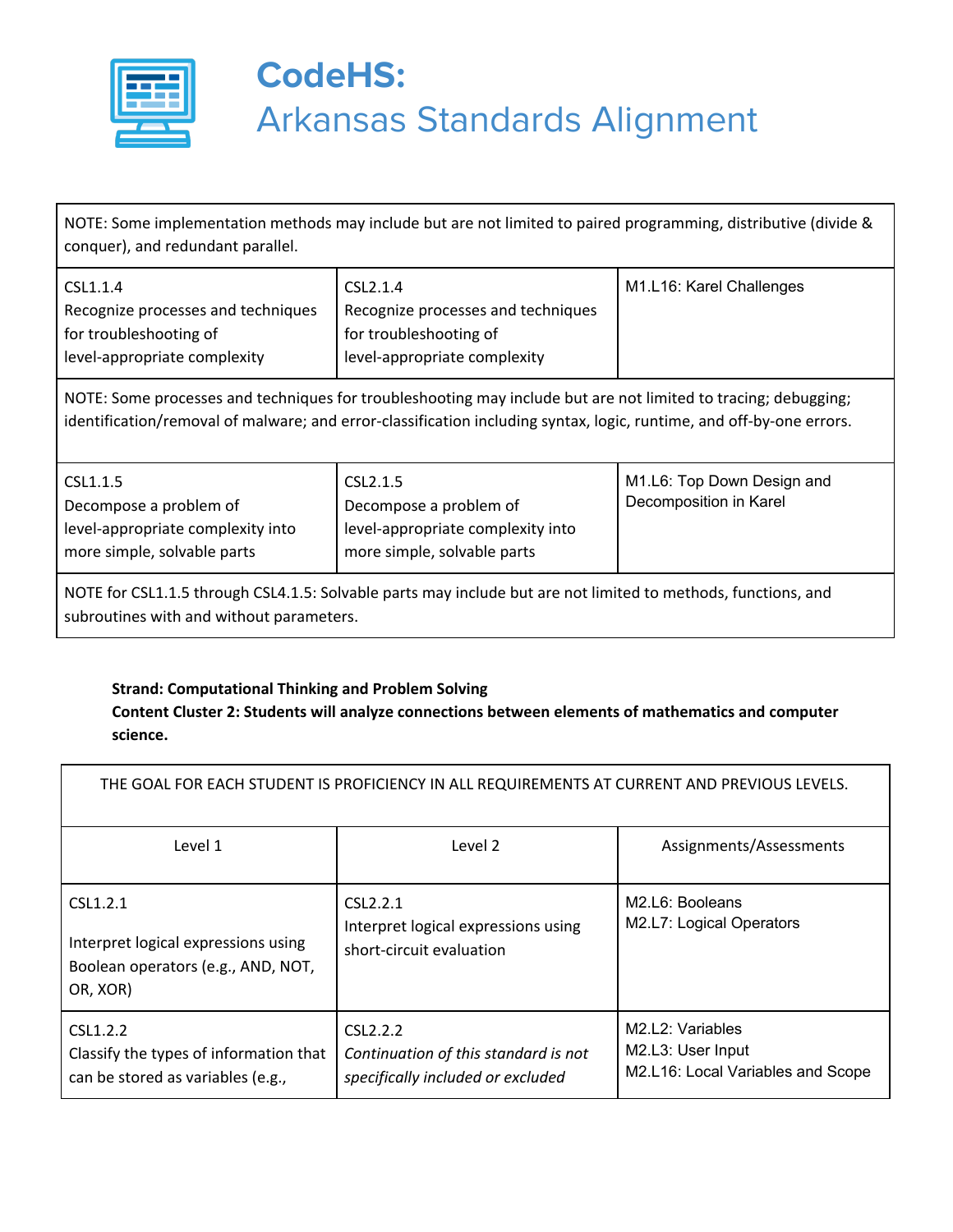# CodeHS:
Arkansas Standards Alignment

| | | |
|---|---|---|
| NOTE: Some implementation methods may include but are not limited to paired programming, distributive (divide & conquer), and redundant parallel. | | |
| CSL1.1.4<br>Recognize processes and techniques for troubleshooting of level-appropriate complexity | CSL2.1.4<br>Recognize processes and techniques for troubleshooting of level-appropriate complexity | M1.L16: Karel Challenges |
| NOTE: Some processes and techniques for troubleshooting may include but are not limited to tracing; debugging; identification/removal of malware; and error-classification including syntax, logic, runtime, and off-by-one errors. | | |
| CSL1.1.5<br>Decompose a problem of level-appropriate complexity into more simple, solvable parts | CSL2.1.5<br>Decompose a problem of level-appropriate complexity into more simple, solvable parts | M1.L6: Top Down Design and Decomposition in Karel |
| NOTE for CSL1.1.5 through CSL4.1.5: Solvable parts may include but are not limited to methods, functions, and subroutines with and without parameters. | | |

**Strand: Computational Thinking and Problem Solving**
**Content Cluster 2: Students will analyze connections between elements of mathematics and computer science.**

| THE GOAL FOR EACH STUDENT IS PROFICIENCY IN ALL REQUIREMENTS AT CURRENT AND PREVIOUS LEVELS. | | |
|---|---|---|
| Level 1 | Level 2 | Assignments/Assessments |
| CSL1.2.1<br>Interpret logical expressions using Boolean operators (e.g., AND, NOT, OR, XOR) | CSL2.2.1<br>Interpret logical expressions using short-circuit evaluation | M2.L6: Booleans<br>M2.L7: Logical Operators |
| CSL1.2.2<br>Classify the types of information that can be stored as variables (e.g., | CSL2.2.2<br>*Continuation of this standard is not specifically included or excluded* | M2.L2: Variables<br>M2.L3: User Input<br>M2.L16: Local Variables and Scope |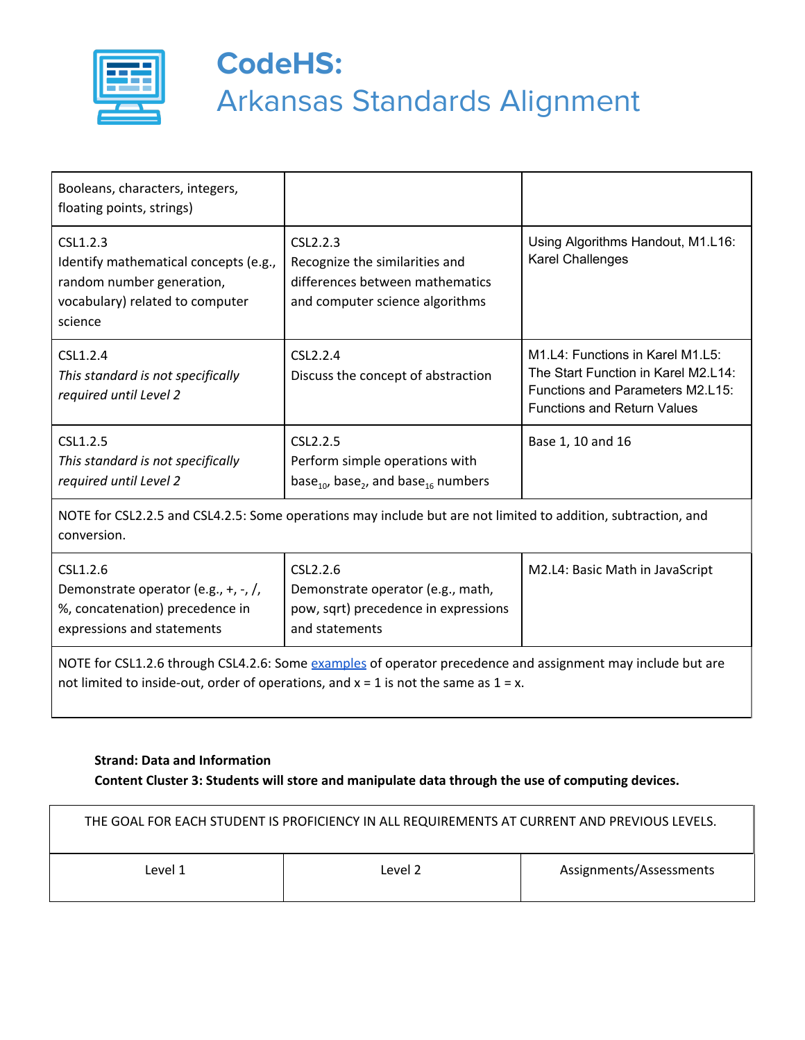| | | |
|---|---|---|
| Booleans, characters, integers, floating points, strings) | | |
| CSL1.2.3 Identify mathematical concepts (e.g., random number generation, vocabulary) related to computer science | CSL2.2.3 Recognize the similarities and differences between mathematics and computer science algorithms | Using Algorithms Handout, M1.L16: Karel Challenges |
| CSL1.2.4 *This standard is not specifically required until Level 2* | CSL2.2.4 Discuss the concept of abstraction | M1.L4: Functions in Karel M1.L5: The Start Function in Karel M2.L14: Functions and Parameters M2.L15: Functions and Return Values |
| CSL1.2.5 *This standard is not specifically required until Level 2* | CSL2.2.5 Perform simple operations with $base_{10}$, $base_{2}$, and $base_{16}$ numbers | Base 1, 10 and 16 |
| NOTE for CSL2.2.5 and CSL4.2.5: Some operations may include but are not limited to addition, subtraction, and conversion. | | |
| CSL1.2.6 Demonstrate operator (e.g., +, -, /, %, concatenation) precedence in expressions and statements | CSL2.2.6 Demonstrate operator (e.g., math, pow, sqrt) precedence in expressions and statements | M2.L4: Basic Math in JavaScript |
| NOTE for CSL1.2.6 through CSL4.2.6: Some [examples]() of operator precedence and assignment may include but are not limited to inside-out, order of operations, and x = 1 is not the same as 1 = x. | | |

**Strand: Data and Information**

**Content Cluster 3: Students will store and manipulate data through the use of computing devices.**

| THE GOAL FOR EACH STUDENT IS PROFICIENCY IN ALL REQUIREMENTS AT CURRENT AND PREVIOUS LEVELS. | | |
|---|---|---|
| Level 1 | Level 2 | Assignments/Assessments |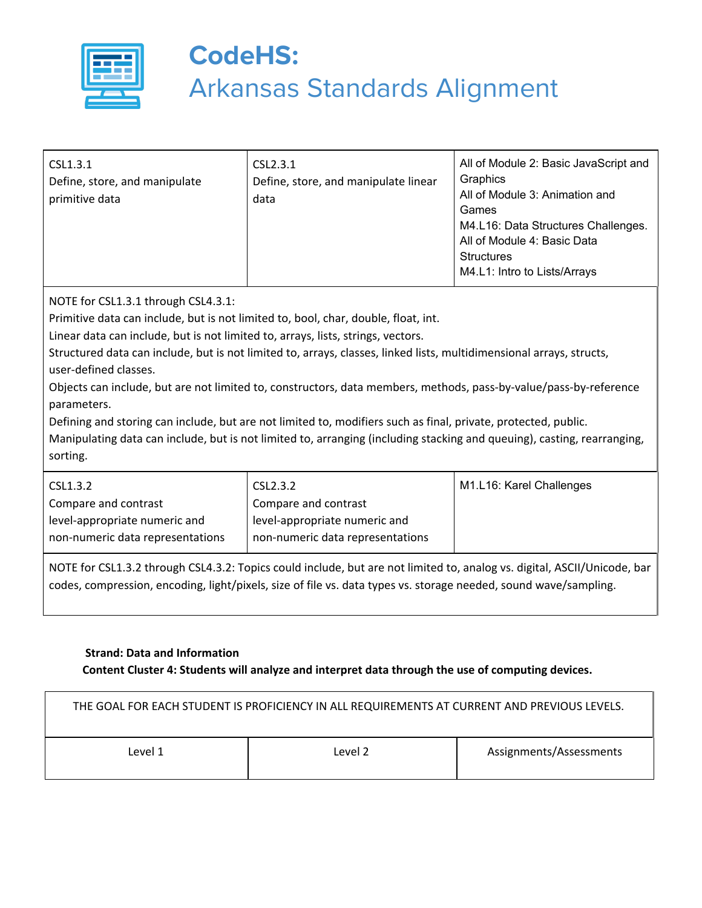# CodeHS:
## Arkansas Standards Alignment

| | | |
|---|---|---|
| CSL1.3.1<br>Define, store, and manipulate primitive data | CSL2.3.1<br>Define, store, and manipulate linear data | All of Module 2: Basic JavaScript and Graphics<br>All of Module 3: Animation and Games<br>M4.L16: Data Structures Challenges.<br>All of Module 4: Basic Data Structures<br>M4.L1: Intro to Lists/Arrays |
| NOTE for CSL1.3.1 through CSL4.3.1:<br>Primitive data can include, but is not limited to, bool, char, double, float, int.<br>Linear data can include, but is not limited to, arrays, lists, strings, vectors.<br>Structured data can include, but is not limited to, arrays, classes, linked lists, multidimensional arrays, structs, user-defined classes.<br>Objects can include, but are not limited to, constructors, data members, methods, pass-by-value/pass-by-reference parameters.<br>Defining and storing can include, but are not limited to, modifiers such as final, private, protected, public.<br>Manipulating data can include, but is not limited to, arranging (including stacking and queuing), casting, rearranging, sorting. | | |
| CSL1.3.2<br>Compare and contrast level-appropriate numeric and non-numeric data representations | CSL2.3.2<br>Compare and contrast level-appropriate numeric and non-numeric data representations | M1.L16: Karel Challenges |
| NOTE for CSL1.3.2 through CSL4.3.2: Topics could include, but are not limited to, analog vs. digital, ASCII/Unicode, bar codes, compression, encoding, light/pixels, size of file vs. data types vs. storage needed, sound wave/sampling. | | |

**Strand: Data and Information**
**Content Cluster 4: Students will analyze and interpret data through the use of computing devices.**

| THE GOAL FOR EACH STUDENT IS PROFICIENCY IN ALL REQUIREMENTS AT CURRENT AND PREVIOUS LEVELS. | | |
|---|---|---|
| Level 1 | Level 2 | Assignments/Assessments |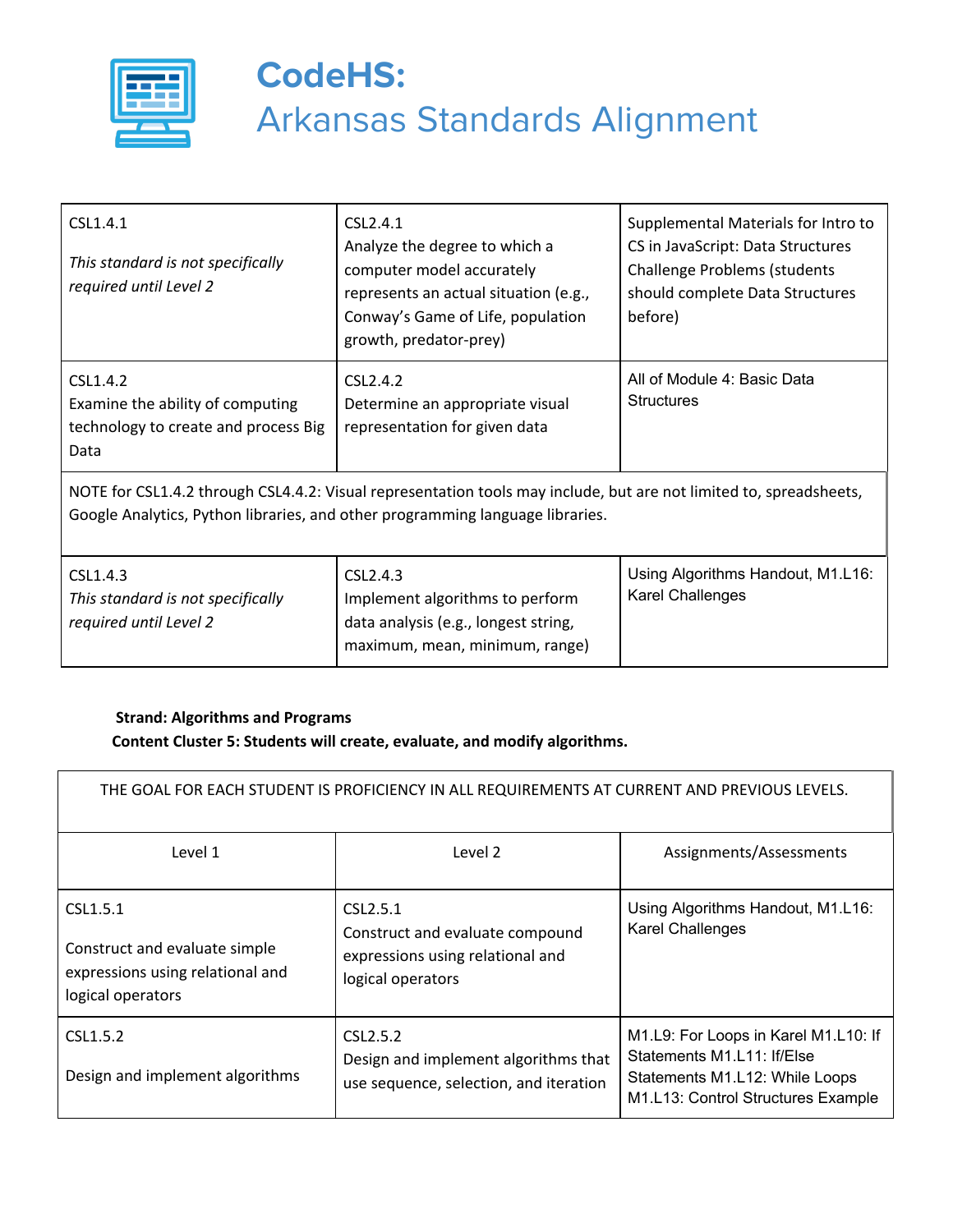# CodeHS:
## Arkansas Standards Alignment

| | | |
|---|---|---|
| CSL1.4.1<br><br>*This standard is not specifically required until Level 2* | CSL2.4.1<br>Analyze the degree to which a computer model accurately represents an actual situation (e.g., Conway's Game of Life, population growth, predator-prey) | Supplemental Materials for Intro to CS in JavaScript: Data Structures Challenge Problems (students should complete Data Structures before) |
| CSL1.4.2<br>Examine the ability of computing technology to create and process Big Data | CSL2.4.2<br>Determine an appropriate visual representation for given data | All of Module 4: Basic Data Structures |
| NOTE for CSL1.4.2 through CSL4.4.2: Visual representation tools may include, but are not limited to, spreadsheets, Google Analytics, Python libraries, and other programming language libraries. | | |
| CSL1.4.3<br>*This standard is not specifically required until Level 2* | CSL2.4.3<br>Implement algorithms to perform data analysis (e.g., longest string, maximum, mean, minimum, range) | Using Algorithms Handout, M1.L16: Karel Challenges |

**Strand: Algorithms and Programs**
**Content Cluster 5: Students will create, evaluate, and modify algorithms.**

| THE GOAL FOR EACH STUDENT IS PROFICIENCY IN ALL REQUIREMENTS AT CURRENT AND PREVIOUS LEVELS. | | |
|---|---|---|
| Level 1 | Level 2 | Assignments/Assessments |
| CSL1.5.1<br><br>Construct and evaluate simple expressions using relational and logical operators | CSL2.5.1<br>Construct and evaluate compound expressions using relational and logical operators | Using Algorithms Handout, M1.L16: Karel Challenges |
| CSL1.5.2<br><br>Design and implement algorithms | CSL2.5.2<br>Design and implement algorithms that use sequence, selection, and iteration | M1.L9: For Loops in Karel M1.L10: If Statements M1.L11: If/Else Statements M1.L12: While Loops M1.L13: Control Structures Example |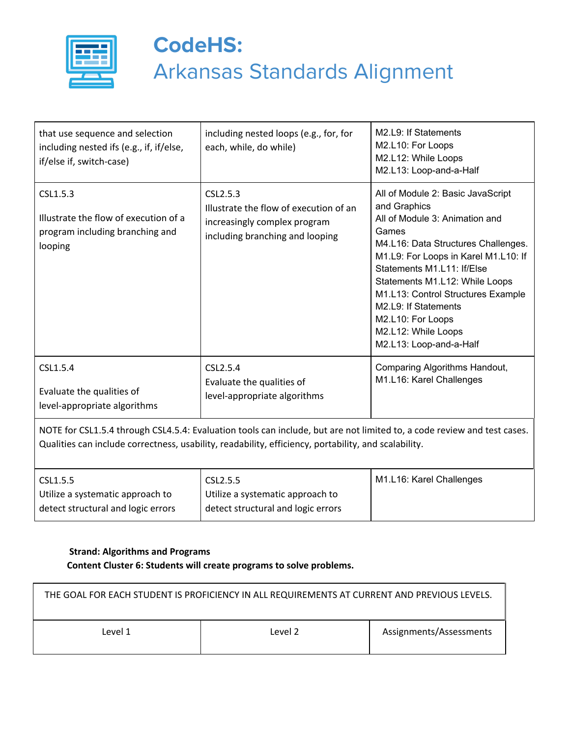# CodeHS: Arkansas Standards Alignment

| | | |
|---|---|---|
| that use sequence and selection including nested ifs (e.g., if, if/else, if/else if, switch-case) | including nested loops (e.g., for, for each, while, do while) | M2.L9: If Statements<br>M2.L10: For Loops<br>M2.L12: While Loops<br>M2.L13: Loop-and-a-Half |
| CSL1.5.3<br><br>Illustrate the flow of execution of a program including branching and looping | CSL2.5.3<br>Illustrate the flow of execution of an increasingly complex program including branching and looping | All of Module 2: Basic JavaScript and Graphics<br>All of Module 3: Animation and Games<br>M4.L16: Data Structures Challenges.<br>M1.L9: For Loops in Karel M1.L10: If Statements M1.L11: If/Else Statements M1.L12: While Loops<br>M1.L13: Control Structures Example<br>M2.L9: If Statements<br>M2.L10: For Loops<br>M2.L12: While Loops<br>M2.L13: Loop-and-a-Half |
| CSL1.5.4<br><br>Evaluate the qualities of level-appropriate algorithms | CSL2.5.4<br>Evaluate the qualities of level-appropriate algorithms | Comparing Algorithms Handout,<br>M1.L16: Karel Challenges |
| NOTE for CSL1.5.4 through CSL4.5.4: Evaluation tools can include, but are not limited to, a code review and test cases. Qualities can include correctness, usability, readability, efficiency, portability, and scalability. | | |
| CSL1.5.5<br>Utilize a systematic approach to detect structural and logic errors | CSL2.5.5<br>Utilize a systematic approach to detect structural and logic errors | M1.L16: Karel Challenges |

**Strand: Algorithms and Programs**

**Content Cluster 6: Students will create programs to solve problems.**

| THE GOAL FOR EACH STUDENT IS PROFICIENCY IN ALL REQUIREMENTS AT CURRENT AND PREVIOUS LEVELS. | | |
|---|---|---|
| Level 1 | Level 2 | Assignments/Assessments |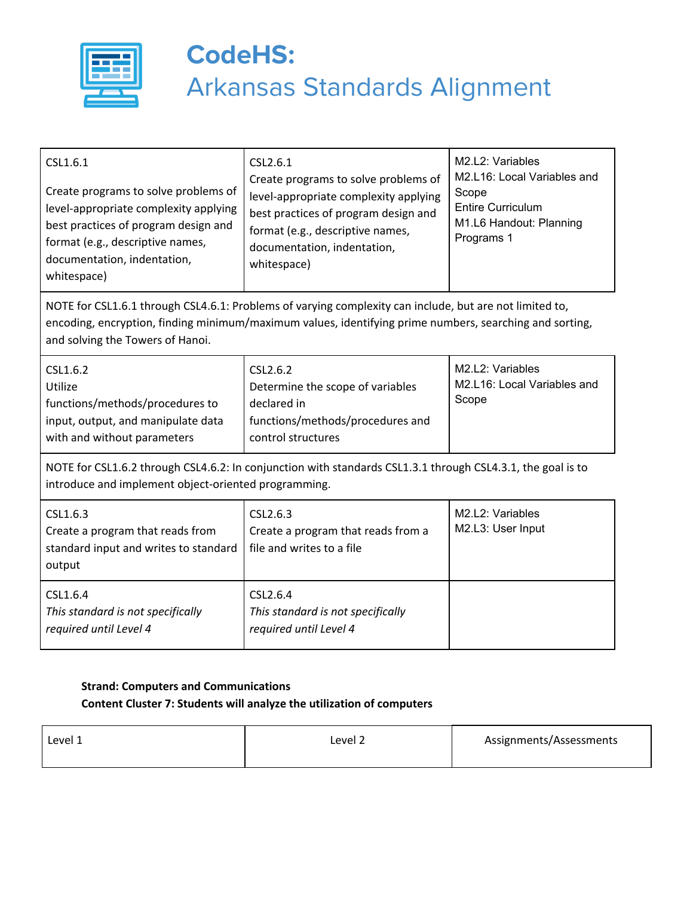# CodeHS:
## Arkansas Standards Alignment

| | | |
|---|---|---|
| CSL1.6.1<br><br>Create programs to solve problems of level-appropriate complexity applying best practices of program design and format (e.g., descriptive names, documentation, indentation, whitespace) | CSL2.6.1<br>Create programs to solve problems of level-appropriate complexity applying best practices of program design and format (e.g., descriptive names, documentation, indentation, whitespace) | M2.L2: Variables<br>M2.L16: Local Variables and Scope<br>Entire Curriculum<br>M1.L6 Handout: Planning Programs 1 |
| NOTE for CSL1.6.1 through CSL4.6.1: Problems of varying complexity can include, but are not limited to, encoding, encryption, finding minimum/maximum values, identifying prime numbers, searching and sorting, and solving the Towers of Hanoi. | | |
| CSL1.6.2<br>Utilize functions/methods/procedures to input, output, and manipulate data with and without parameters | CSL2.6.2<br>Determine the scope of variables declared in functions/methods/procedures and control structures | M2.L2: Variables<br>M2.L16: Local Variables and Scope |
| NOTE for CSL1.6.2 through CSL4.6.2: In conjunction with standards CSL1.3.1 through CSL4.3.1, the goal is to introduce and implement object-oriented programming. | | |
| CSL1.6.3<br>Create a program that reads from standard input and writes to standard output | CSL2.6.3<br>Create a program that reads from a file and writes to a file | M2.L2: Variables<br>M2.L3: User Input |
| CSL1.6.4<br>*This standard is not specifically required until Level 4* | CSL2.6.4<br>*This standard is not specifically required until Level 4* | |

**Strand: Computers and Communications**
**Content Cluster 7: Students will analyze the utilization of computers**

| Level 1 | Level 2 | Assignments/Assessments |
|---|---|---|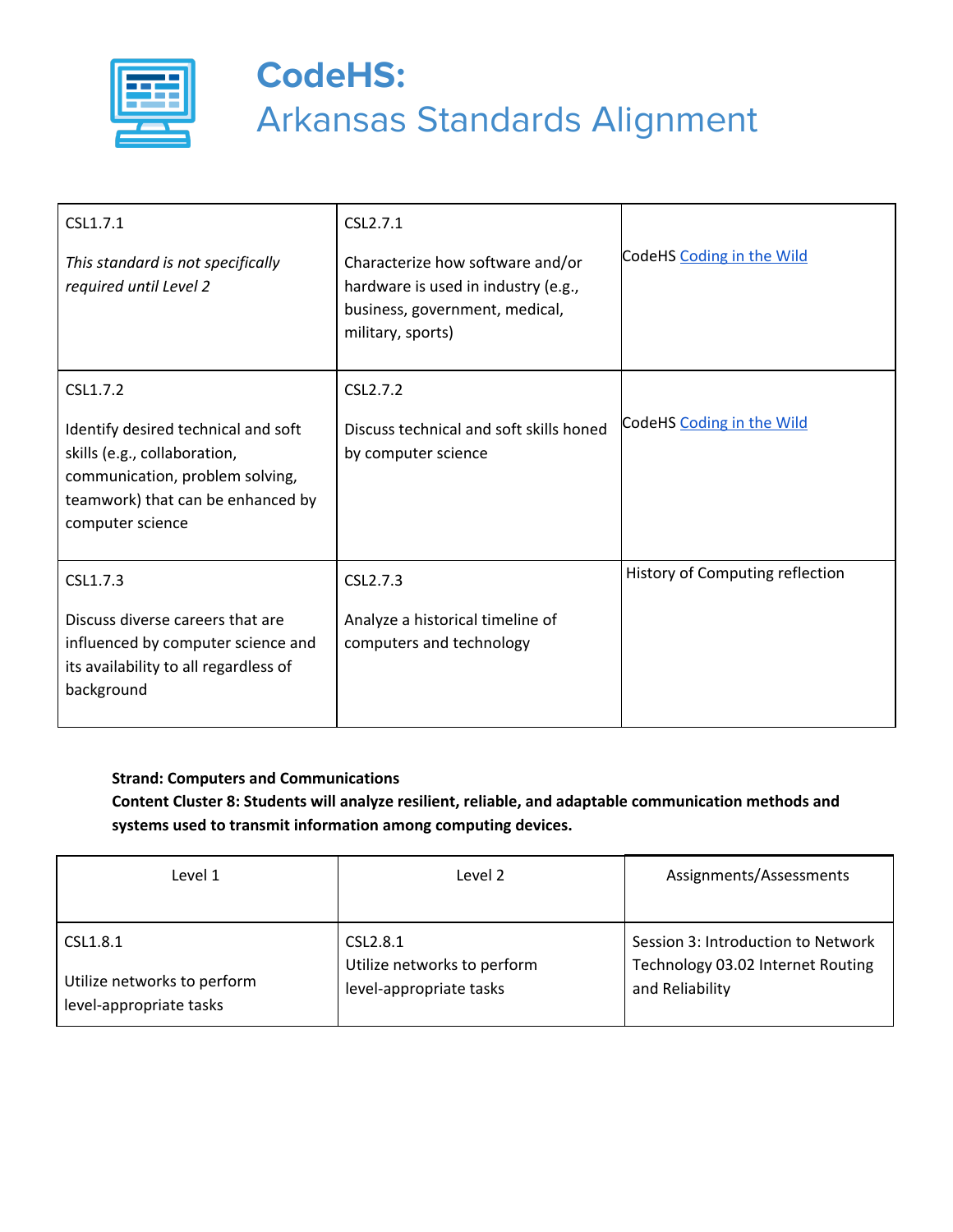# CodeHS:
## Arkansas Standards Alignment

| | | |
|---|---|---|
| CSL1.7.1<br><br>*This standard is not specifically required until Level 2* | CSL2.7.1<br><br>Characterize how software and/or hardware is used in industry (e.g., business, government, medical, military, sports) | CodeHS Coding in the Wild |
| CSL1.7.2<br><br>Identify desired technical and soft skills (e.g., collaboration, communication, problem solving, teamwork) that can be enhanced by computer science | CSL2.7.2<br><br>Discuss technical and soft skills honed by computer science | CodeHS Coding in the Wild |
| CSL1.7.3<br><br>Discuss diverse careers that are influenced by computer science and its availability to all regardless of background | CSL2.7.3<br><br>Analyze a historical timeline of computers and technology | History of Computing reflection |

**Strand: Computers and Communications**
**Content Cluster 8: Students will analyze resilient, reliable, and adaptable communication methods and systems used to transmit information among computing devices.**

| Level 1 | Level 2 | Assignments/Assessments |
|---|---|---|
| CSL1.8.1<br><br>Utilize networks to perform level-appropriate tasks | CSL2.8.1<br>Utilize networks to perform level-appropriate tasks | Session 3: Introduction to Network Technology 03.02 Internet Routing and Reliability |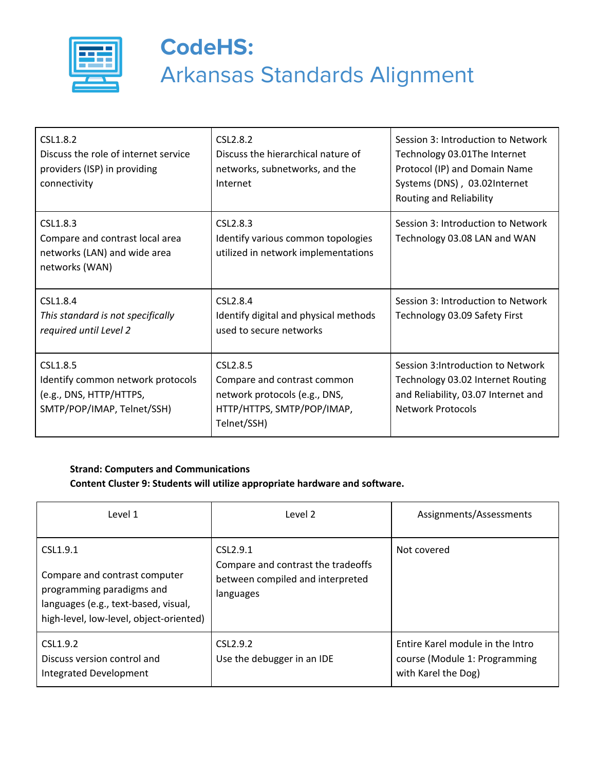| | | |
|---|---|---|
| CSL1.8.2<br>Discuss the role of internet service providers (ISP) in providing connectivity | CSL2.8.2<br>Discuss the hierarchical nature of networks, subnetworks, and the Internet | Session 3: Introduction to Network Technology 03.01The Internet Protocol (IP) and Domain Name Systems (DNS) , 03.02Internet Routing and Reliability |
| CSL1.8.3<br>Compare and contrast local area networks (LAN) and wide area networks (WAN) | CSL2.8.3<br>Identify various common topologies utilized in network implementations | Session 3: Introduction to Network Technology 03.08 LAN and WAN |
| CSL1.8.4<br>*This standard is not specifically required until Level 2* | CSL2.8.4<br>Identify digital and physical methods used to secure networks | Session 3: Introduction to Network Technology 03.09 Safety First |
| CSL1.8.5<br>Identify common network protocols (e.g., DNS, HTTP/HTTPS, SMTP/POP/IMAP, Telnet/SSH) | CSL2.8.5<br>Compare and contrast common network protocols (e.g., DNS, HTTP/HTTPS, SMTP/POP/IMAP, Telnet/SSH) | Session 3:Introduction to Network Technology 03.02 Internet Routing and Reliability, 03.07 Internet and Network Protocols |

**Strand: Computers and Communications**
**Content Cluster 9: Students will utilize appropriate hardware and software.**

| Level 1 | Level 2 | Assignments/Assessments |
|---|---|---|
| CSL1.9.1<br>Compare and contrast computer programming paradigms and languages (e.g., text-based, visual, high-level, low-level, object-oriented) | CSL2.9.1<br>Compare and contrast the tradeoffs between compiled and interpreted languages | Not covered |
| CSL1.9.2<br>Discuss version control and Integrated Development | CSL2.9.2<br>Use the debugger in an IDE | Entire Karel module in the Intro course (Module 1: Programming with Karel the Dog) |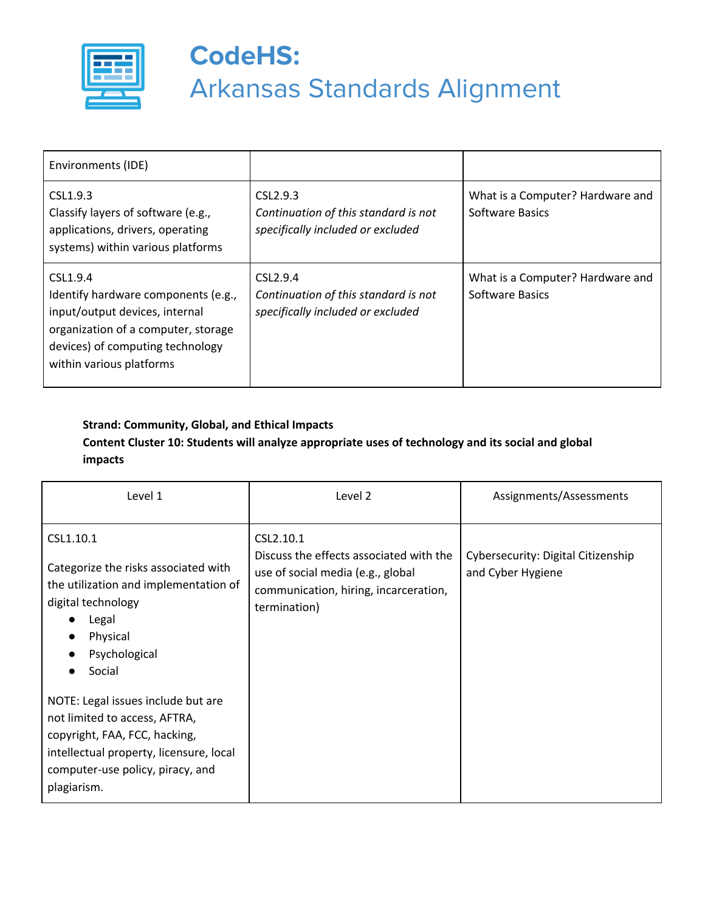| | | |
|---|---|---|
| Environments (IDE) | | |
| CSL1.9.3<br>Classify layers of software (e.g., applications, drivers, operating systems) within various platforms | CSL2.9.3<br>*Continuation of this standard is not specifically included or excluded* | What is a Computer? Hardware and Software Basics |
| CSL1.9.4<br>Identify hardware components (e.g., input/output devices, internal organization of a computer, storage devices) of computing technology within various platforms | CSL2.9.4<br>*Continuation of this standard is not specifically included or excluded* | What is a Computer? Hardware and Software Basics |

**Strand: Community, Global, and Ethical Impacts**
**Content Cluster 10: Students will analyze appropriate uses of technology and its social and global impacts**

| Level 1 | Level 2 | Assignments/Assessments |
|---|---|---|
| CSL1.10.1<br><br>Categorize the risks associated with the utilization and implementation of digital technology<br>● Legal<br>● Physical<br>● Psychological<br>● Social<br><br>NOTE: Legal issues include but are not limited to access, AFTRA, copyright, FAA, FCC, hacking, intellectual property, licensure, local computer-use policy, piracy, and plagiarism. | CSL2.10.1<br>Discuss the effects associated with the use of social media (e.g., global communication, hiring, incarceration, termination) | Cybersecurity: Digital Citizenship and Cyber Hygiene |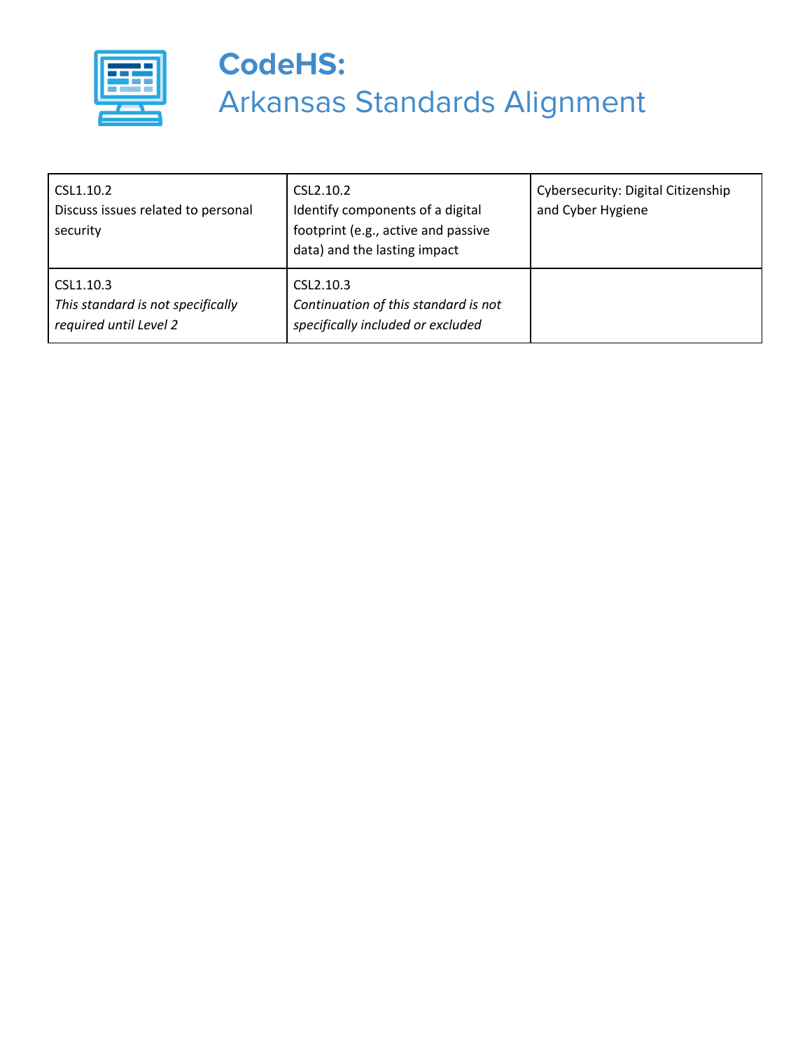# CodeHS:
## Arkansas Standards Alignment

| | | |
|---|---|---|
| CSL1.10.2<br>Discuss issues related to personal security | CSL2.10.2<br>Identify components of a digital footprint (e.g., active and passive data) and the lasting impact | Cybersecurity: Digital Citizenship and Cyber Hygiene |
| CSL1.10.3<br>*This standard is not specifically required until Level 2* | CSL2.10.3<br>*Continuation of this standard is not specifically included or excluded* | |